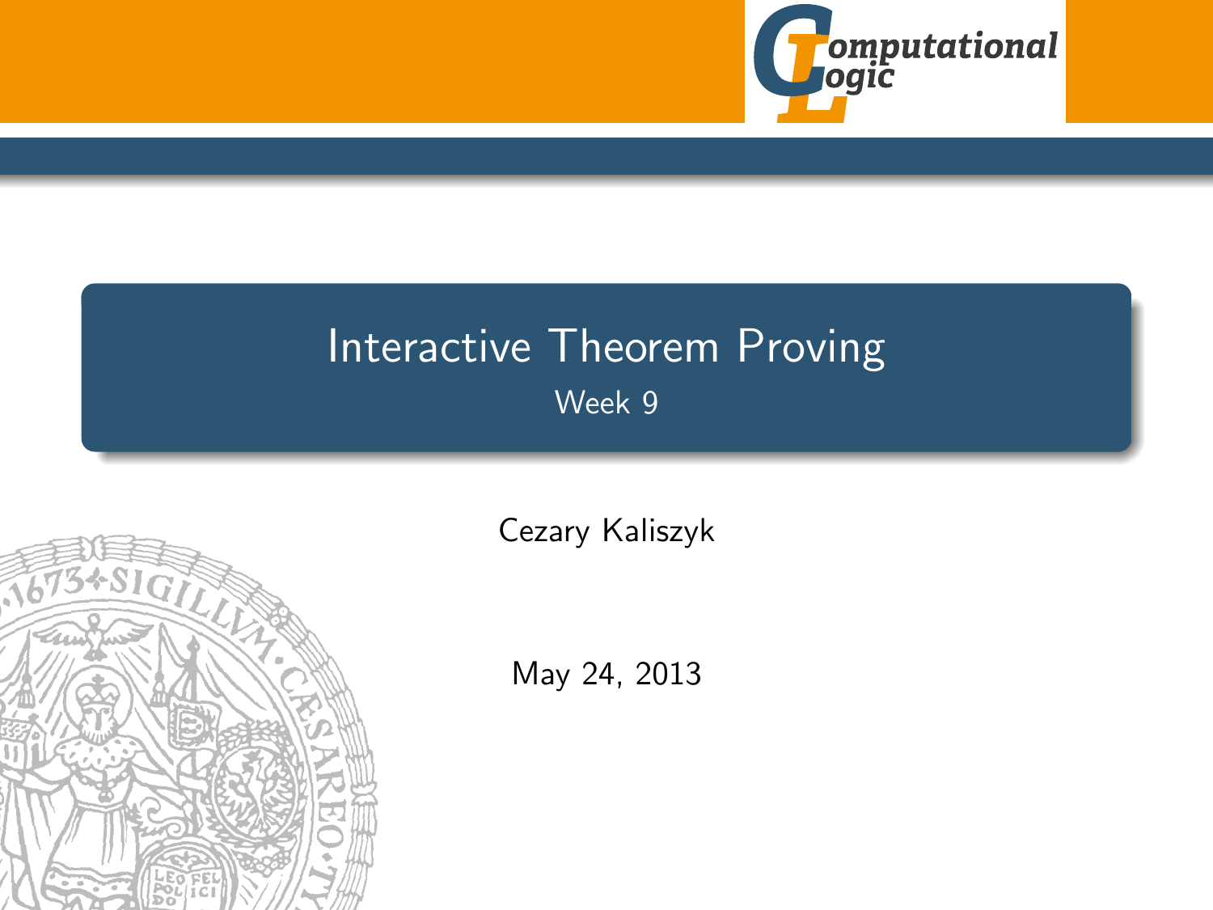# Interactive Theorem Proving

Week 9

Cezary Kaliszyk

May 24, 2013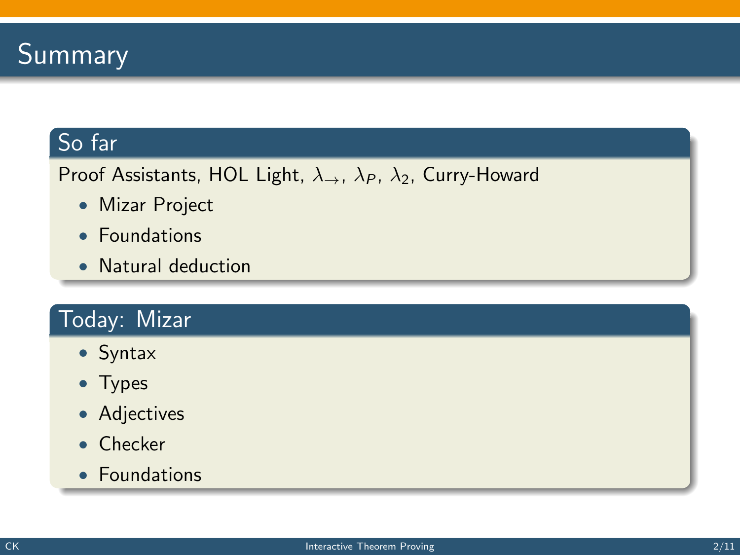# Summary

## So far

Proof Assistants, HOL Light, $\lambda_{\rightarrow}$, $\lambda_P$, $\lambda_2$, Curry-Howard

- Mizar Project
- Foundations
- Natural deduction

## Today: Mizar

- Syntax
- Types
- Adjectives
- Checker
- Foundations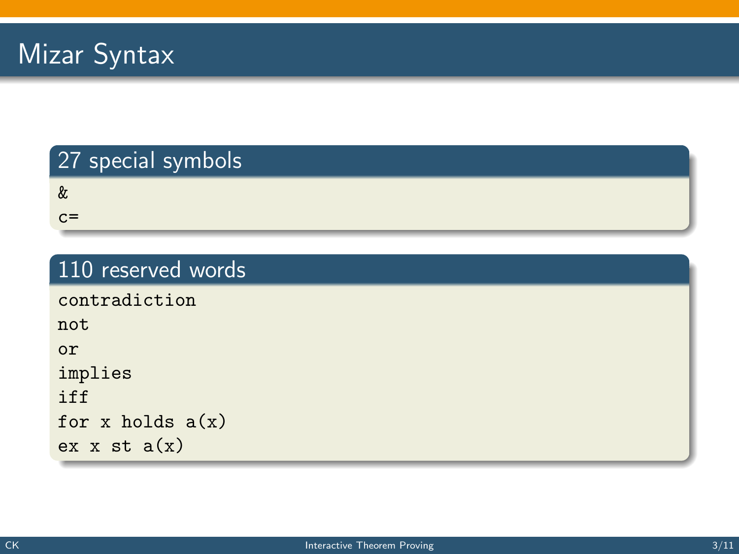# Mizar Syntax

## 27 special symbols

```
&
c=
```

## 110 reserved words

```
contradiction
not
or
implies
iff
for x holds a(x)
ex x st a(x)
```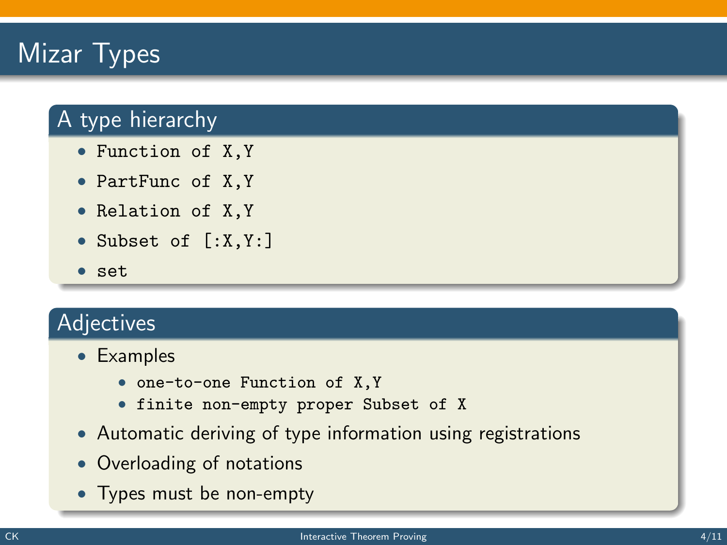# Mizar Types

## A type hierarchy

- `Function of X,Y`
- `PartFunc of X,Y`
- `Relation of X,Y`
- `Subset of [:X,Y:]`
- `set`

## Adjectives

- Examples
  - `one-to-one Function of X,Y`
  - `finite non-empty proper Subset of X`
- Automatic deriving of type information using registrations
- Overloading of notations
- Types must be non-empty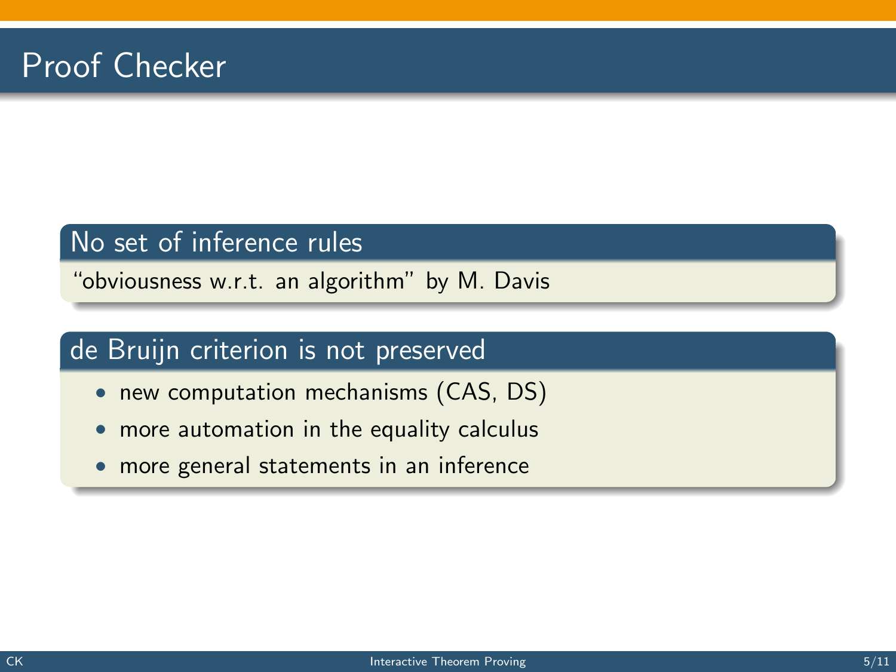# Proof Checker

## No set of inference rules

"obviousness w.r.t. an algorithm" by M. Davis

## de Bruijn criterion is not preserved

- new computation mechanisms (CAS, DS)
- more automation in the equality calculus
- more general statements in an inference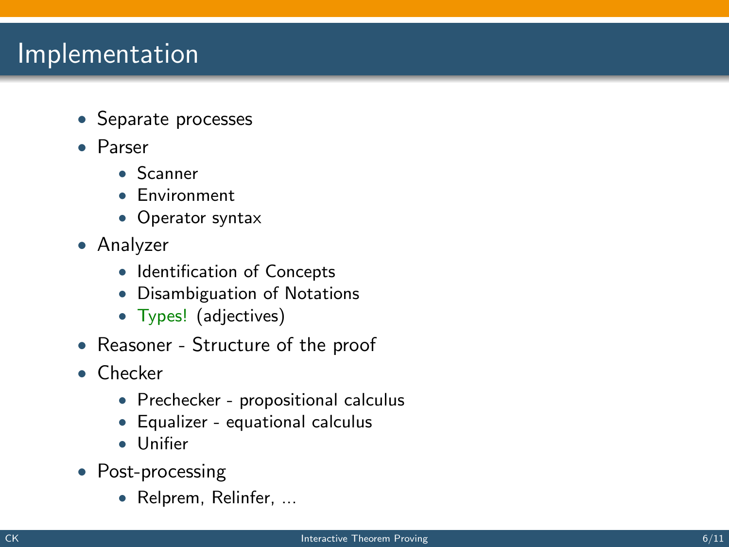# Implementation

- Separate processes
- Parser
  - Scanner
  - Environment
  - Operator syntax
- Analyzer
  - Identification of Concepts
  - Disambiguation of Notations
  - Types! (adjectives)
- Reasoner - Structure of the proof
- Checker
  - Prechecker - propositional calculus
  - Equalizer - equational calculus
  - Unifier
- Post-processing
  - Relprem, Relinfer, ...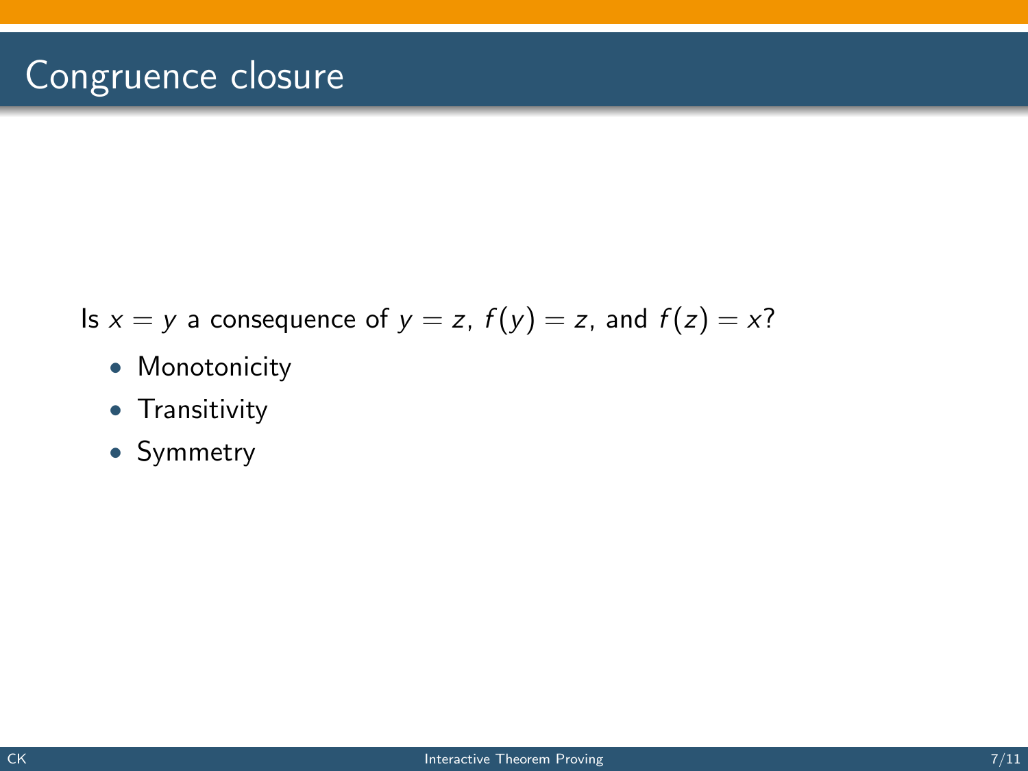# Congruence closure

Is $x = y$ a consequence of $y = z$, $f(y) = z$, and $f(z) = x$?

- Monotonicity
- Transitivity
- Symmetry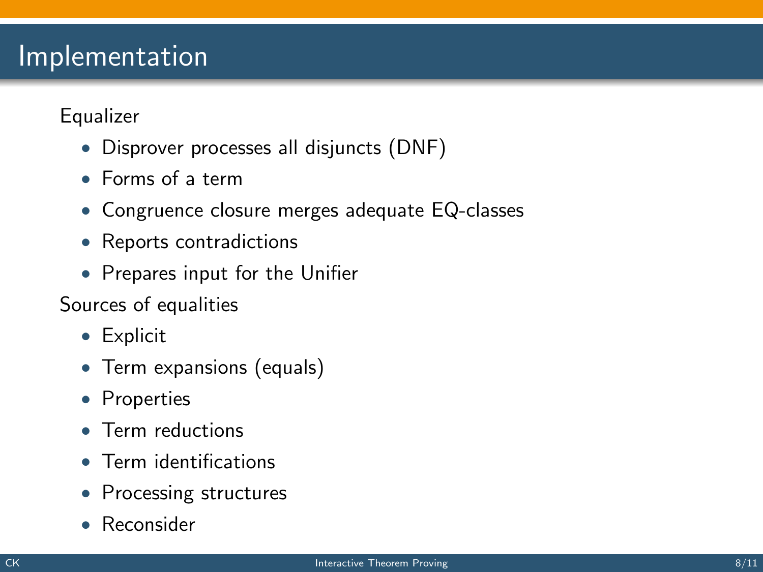# Implementation

Equalizer

- Disprover processes all disjuncts (DNF)
- Forms of a term
- Congruence closure merges adequate EQ-classes
- Reports contradictions
- Prepares input for the Unifier

Sources of equalities

- Explicit
- Term expansions (equals)
- Properties
- Term reductions
- Term identifications
- Processing structures
- Reconsider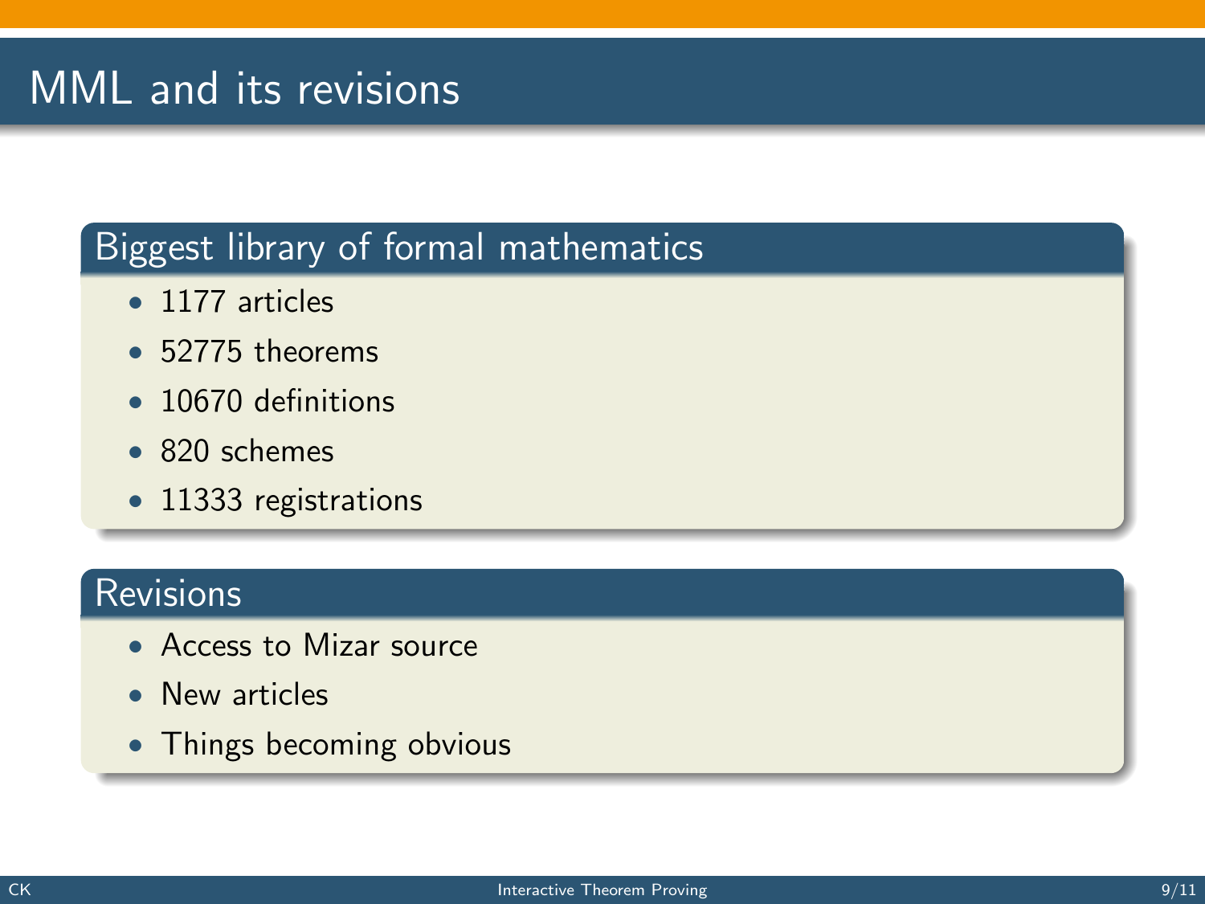# MML and its revisions

## Biggest library of formal mathematics

- 1177 articles
- 52775 theorems
- 10670 definitions
- 820 schemes
- 11333 registrations

## Revisions

- Access to Mizar source
- New articles
- Things becoming obvious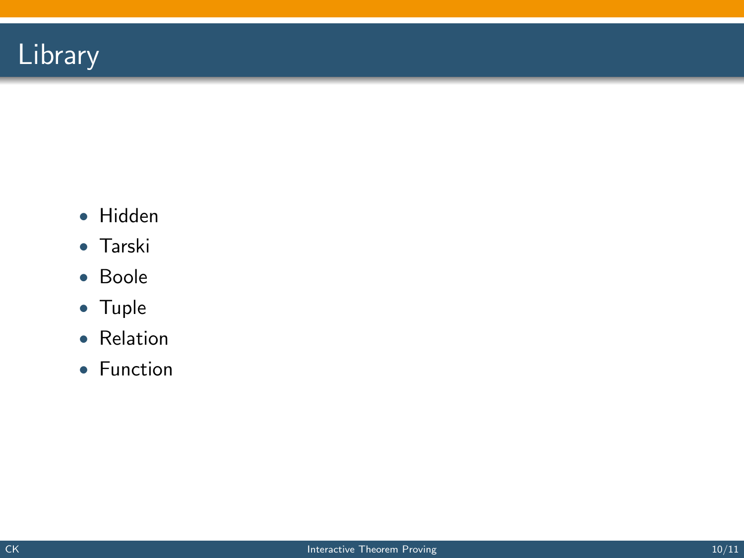# Library

- Hidden
- Tarski
- Boole
- Tuple
- Relation
- Function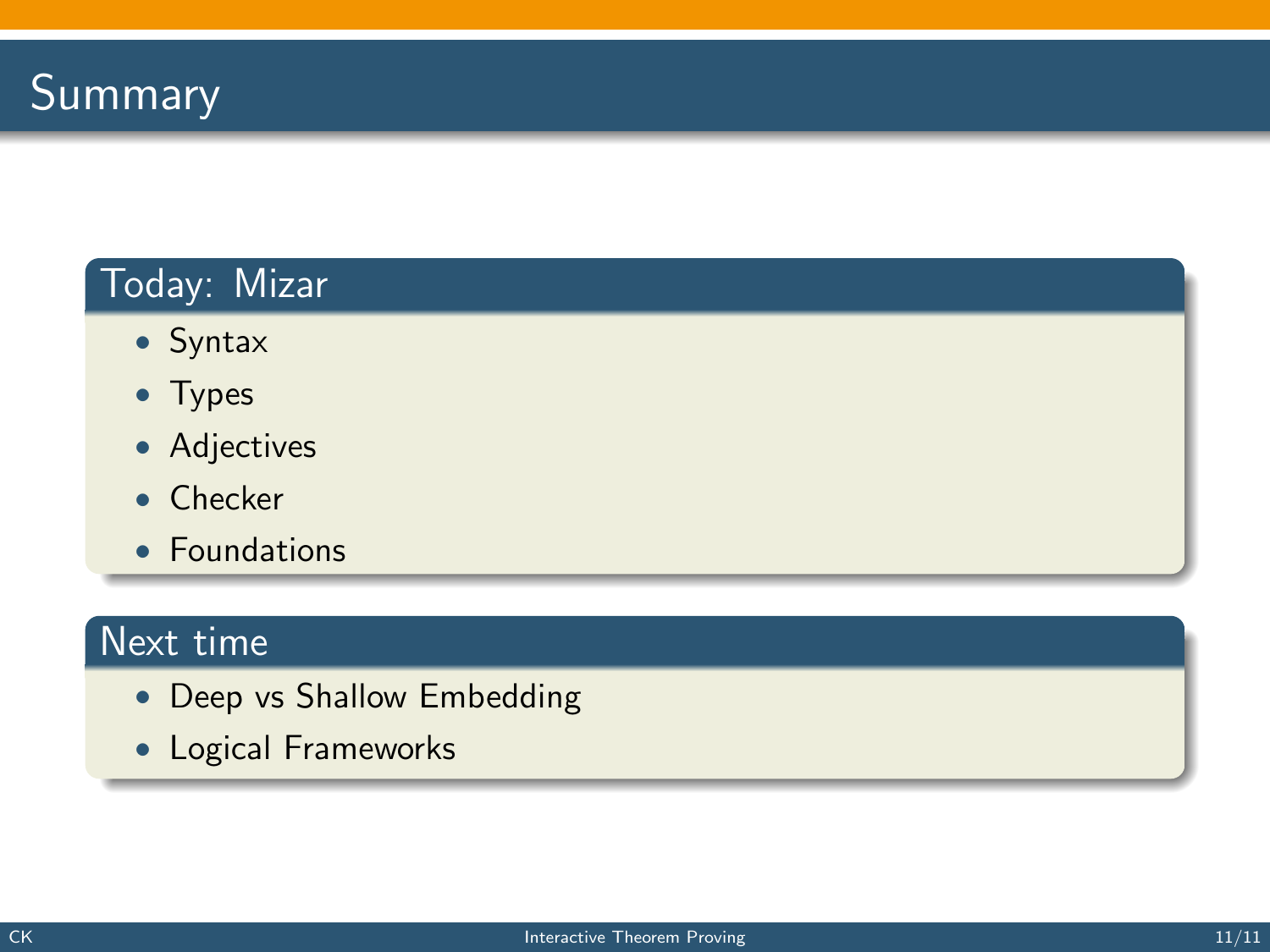# Summary

## Today: Mizar

- Syntax
- Types
- Adjectives
- Checker
- Foundations

## Next time

- Deep vs Shallow Embedding
- Logical Frameworks